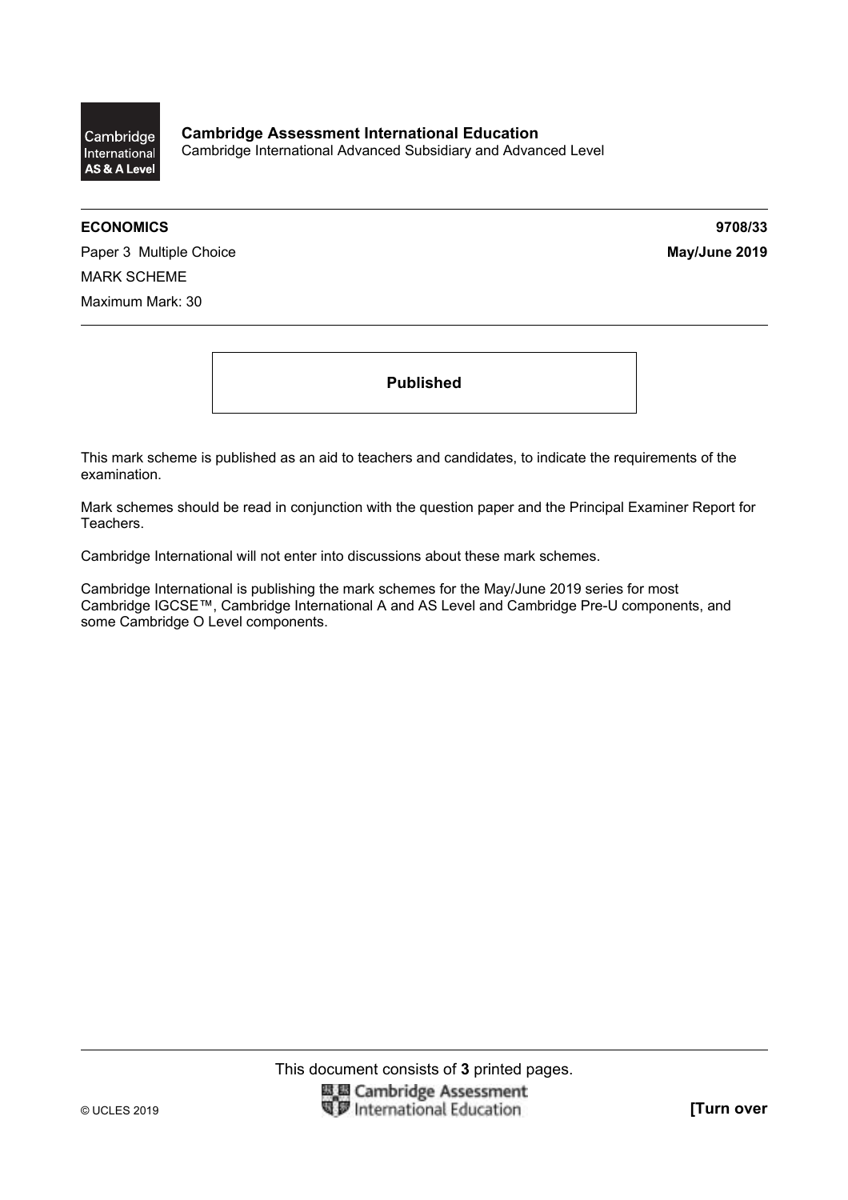**Cambridge Assessment International Education**
Cambridge International Advanced Subsidiary and Advanced Level

**ECONOMICS** **9708/33**

Paper 3 Multiple Choice **May/June 2019**

MARK SCHEME

Maximum Mark: 30

**Published**

This mark scheme is published as an aid to teachers and candidates, to indicate the requirements of the examination.

Mark schemes should be read in conjunction with the question paper and the Principal Examiner Report for Teachers.

Cambridge International will not enter into discussions about these mark schemes.

Cambridge International is publishing the mark schemes for the May/June 2019 series for most Cambridge IGCSE™, Cambridge International A and AS Level and Cambridge Pre-U components, and some Cambridge O Level components.

This document consists of **3** printed pages.

© UCLES 2019 **[Turn over**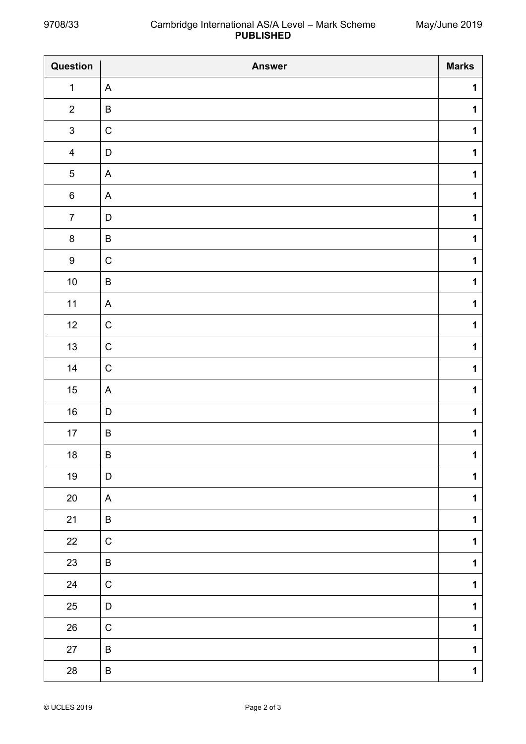| Question | Answer | Marks |
|---|---|---|
| 1 | A | 1 |
| 2 | B | 1 |
| 3 | C | 1 |
| 4 | D | 1 |
| 5 | A | 1 |
| 6 | A | 1 |
| 7 | D | 1 |
| 8 | B | 1 |
| 9 | C | 1 |
| 10 | B | 1 |
| 11 | A | 1 |
| 12 | C | 1 |
| 13 | C | 1 |
| 14 | C | 1 |
| 15 | A | 1 |
| 16 | D | 1 |
| 17 | B | 1 |
| 18 | B | 1 |
| 19 | D | 1 |
| 20 | A | 1 |
| 21 | B | 1 |
| 22 | C | 1 |
| 23 | B | 1 |
| 24 | C | 1 |
| 25 | D | 1 |
| 26 | C | 1 |
| 27 | B | 1 |
| 28 | B | 1 |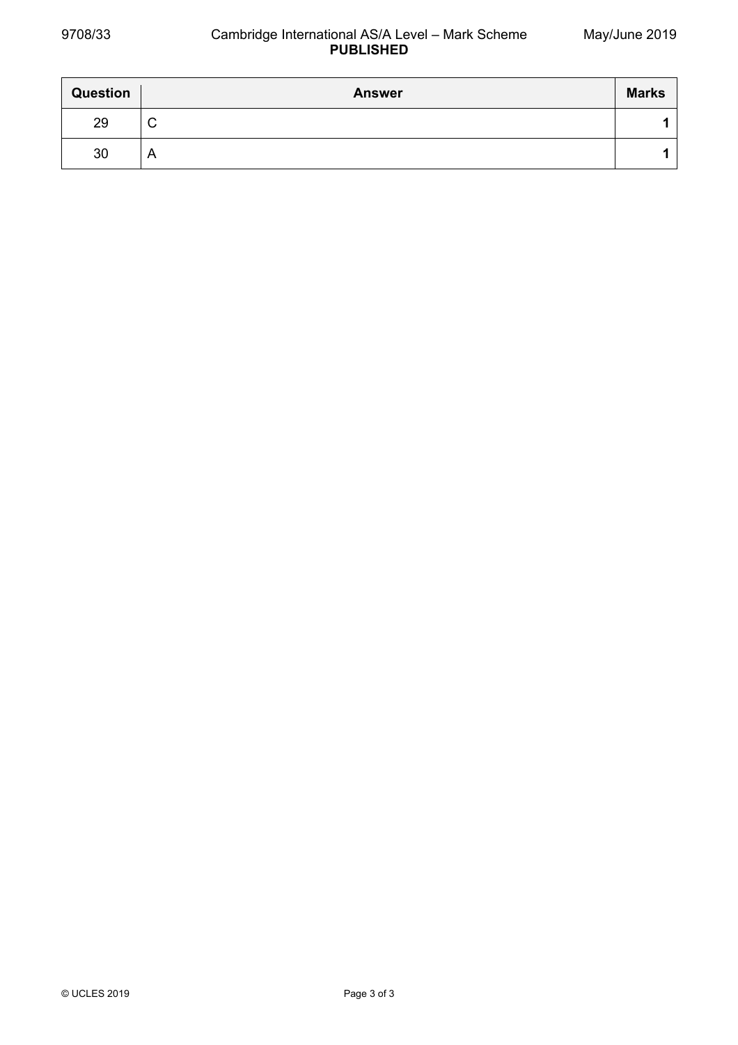| Question | Answer | Marks |
|---|---|---|
| 29 | C | **1** |
| 30 | A | **1** |